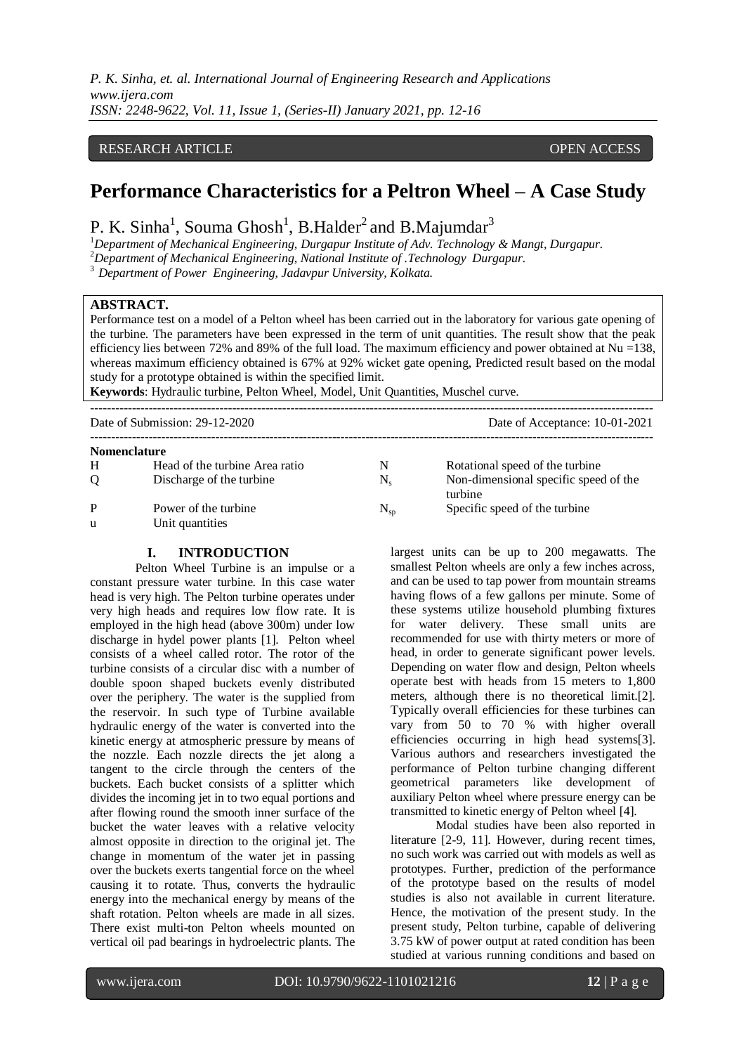RESEARCH ARTICLE OPEN ACCESS

# Performance Characteristics for a Peltron Wheel – A Case Study

P. K. Sinha[1], Souma Ghosh[1], B.Halder[2] and B.Majumdar[3]

[1]*Department of Mechanical Engineering, Durgapur Institute of Adv. Technology & Mangt, Durgapur.*
[2]*Department of Mechanical Engineering, National Institute of .Technology Durgapur.*
[3] *Department of Power Engineering, Jadavpur University, Kolkata.*

**ABSTRACT.**

Performance test on a model of a Pelton wheel has been carried out in the laboratory for various gate opening of the turbine. The parameters have been expressed in the term of unit quantities. The result show that the peak efficiency lies between 72% and 89% of the full load. The maximum efficiency and power obtained at Nu =138, whereas maximum efficiency obtained is 67% at 92% wicket gate opening, Predicted result based on the modal study for a prototype obtained is within the specified limit.

**Keywords**: Hydraulic turbine, Pelton Wheel, Model, Unit Quantities, Muschel curve.

---

Date of Submission: 29-12-2020 Date of Acceptance: 10-01-2021

---

**Nomenclature**

| | | | |
|---|---|---|---|
| H | Head of the turbine Area ratio | N | Rotational speed of the turbine |
| Q | Discharge of the turbine | $N_s$ | Non-dimensional specific speed of the turbine |
| P | Power of the turbine | $N_{sp}$ | Specific speed of the turbine |
| u | Unit quantities | | |

## I. INTRODUCTION

Pelton Wheel Turbine is an impulse or a constant pressure water turbine. In this case water head is very high. The Pelton turbine operates under very high heads and requires low flow rate. It is employed in the high head (above 300m) under low discharge in hydel power plants [1]. Pelton wheel consists of a wheel called rotor. The rotor of the turbine consists of a circular disc with a number of double spoon shaped buckets evenly distributed over the periphery. The water is the supplied from the reservoir. In such type of Turbine available hydraulic energy of the water is converted into the kinetic energy at atmospheric pressure by means of the nozzle. Each nozzle directs the jet along a tangent to the circle through the centers of the buckets. Each bucket consists of a splitter which divides the incoming jet in to two equal portions and after flowing round the smooth inner surface of the bucket the water leaves with a relative velocity almost opposite in direction to the original jet. The change in momentum of the water jet in passing over the buckets exerts tangential force on the wheel causing it to rotate. Thus, converts the hydraulic energy into the mechanical energy by means of the shaft rotation. Pelton wheels are made in all sizes. There exist multi-ton Pelton wheels mounted on vertical oil pad bearings in hydroelectric plants. The largest units can be up to 200 megawatts. The smallest Pelton wheels are only a few inches across, and can be used to tap power from mountain streams having flows of a few gallons per minute. Some of these systems utilize household plumbing fixtures for water delivery. These small units are recommended for use with thirty meters or more of head, in order to generate significant power levels. Depending on water flow and design, Pelton wheels operate best with heads from 15 meters to 1,800 meters, although there is no theoretical limit.[2]. Typically overall efficiencies for these turbines can vary from 50 to 70 % with higher overall efficiencies occurring in high head systems[3]. Various authors and researchers investigated the performance of Pelton turbine changing different geometrical parameters like development of auxiliary Pelton wheel where pressure energy can be transmitted to kinetic energy of Pelton wheel [4].

Modal studies have been also reported in literature [2-9, 11]. However, during recent times, no such work was carried out with models as well as prototypes. Further, prediction of the performance of the prototype based on the results of model studies is also not available in current literature. Hence, the motivation of the present study. In the present study, Pelton turbine, capable of delivering 3.75 kW of power output at rated condition has been studied at various running conditions and based on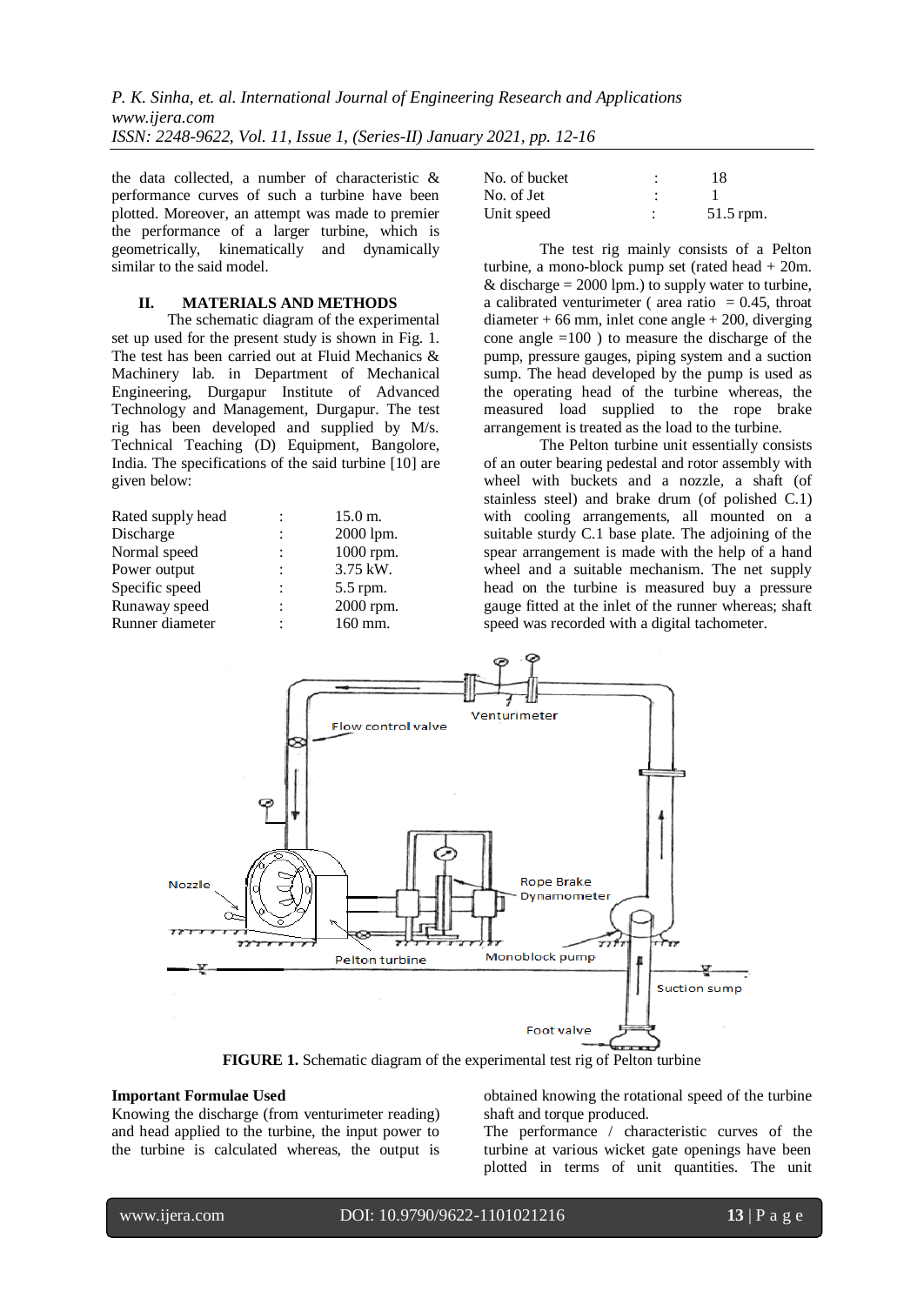the data collected, a number of characteristic & performance curves of such a turbine have been plotted. Moreover, an attempt was made to premier the performance of a larger turbine, which is geometrically, kinematically and dynamically similar to the said model.

## II. MATERIALS AND METHODS

The schematic diagram of the experimental set up used for the present study is shown in Fig. 1. The test has been carried out at Fluid Mechanics & Machinery lab. in Department of Mechanical Engineering, Durgapur Institute of Advanced Technology and Management, Durgapur. The test rig has been developed and supplied by M/s. Technical Teaching (D) Equipment, Bangolore, India. The specifications of the said turbine [10] are given below:

| | | |
|---|---|---|
| Rated supply head | : | 15.0 m. |
| Discharge | : | 2000 lpm. |
| Normal speed | : | 1000 rpm. |
| Power output | : | 3.75 kW. |
| Specific speed | : | 5.5 rpm. |
| Runaway speed | : | 2000 rpm. |
| Runner diameter | : | 160 mm. |
| No. of bucket | : | 18 |
| No. of Jet | : | 1 |
| Unit speed | : | 51.5 rpm. |

The test rig mainly consists of a Pelton turbine, a mono-block pump set (rated head + 20m. & discharge = 2000 lpm.) to supply water to turbine, a calibrated venturimeter ( area ratio = 0.45, throat diameter + 66 mm, inlet cone angle + 200, diverging cone angle =100 ) to measure the discharge of the pump, pressure gauges, piping system and a suction sump. The head developed by the pump is used as the operating head of the turbine whereas, the measured load supplied to the rope brake arrangement is treated as the load to the turbine.

The Pelton turbine unit essentially consists of an outer bearing pedestal and rotor assembly with wheel with buckets and a nozzle, a shaft (of stainless steel) and brake drum (of polished C.1) with cooling arrangements, all mounted on a suitable sturdy C.1 base plate. The adjoining of the spear arrangement is made with the help of a hand wheel and a suitable mechanism. The net supply head on the turbine is measured buy a pressure gauge fitted at the inlet of the runner whereas; shaft speed was recorded with a digital tachometer.

**FIGURE 1.** Schematic diagram of the experimental test rig of Pelton turbine

**Important Formulae Used**

Knowing the discharge (from venturimeter reading) and head applied to the turbine, the input power to the turbine is calculated whereas, the output is obtained knowing the rotational speed of the turbine shaft and torque produced.

The performance / characteristic curves of the turbine at various wicket gate openings have been plotted in terms of unit quantities. The unit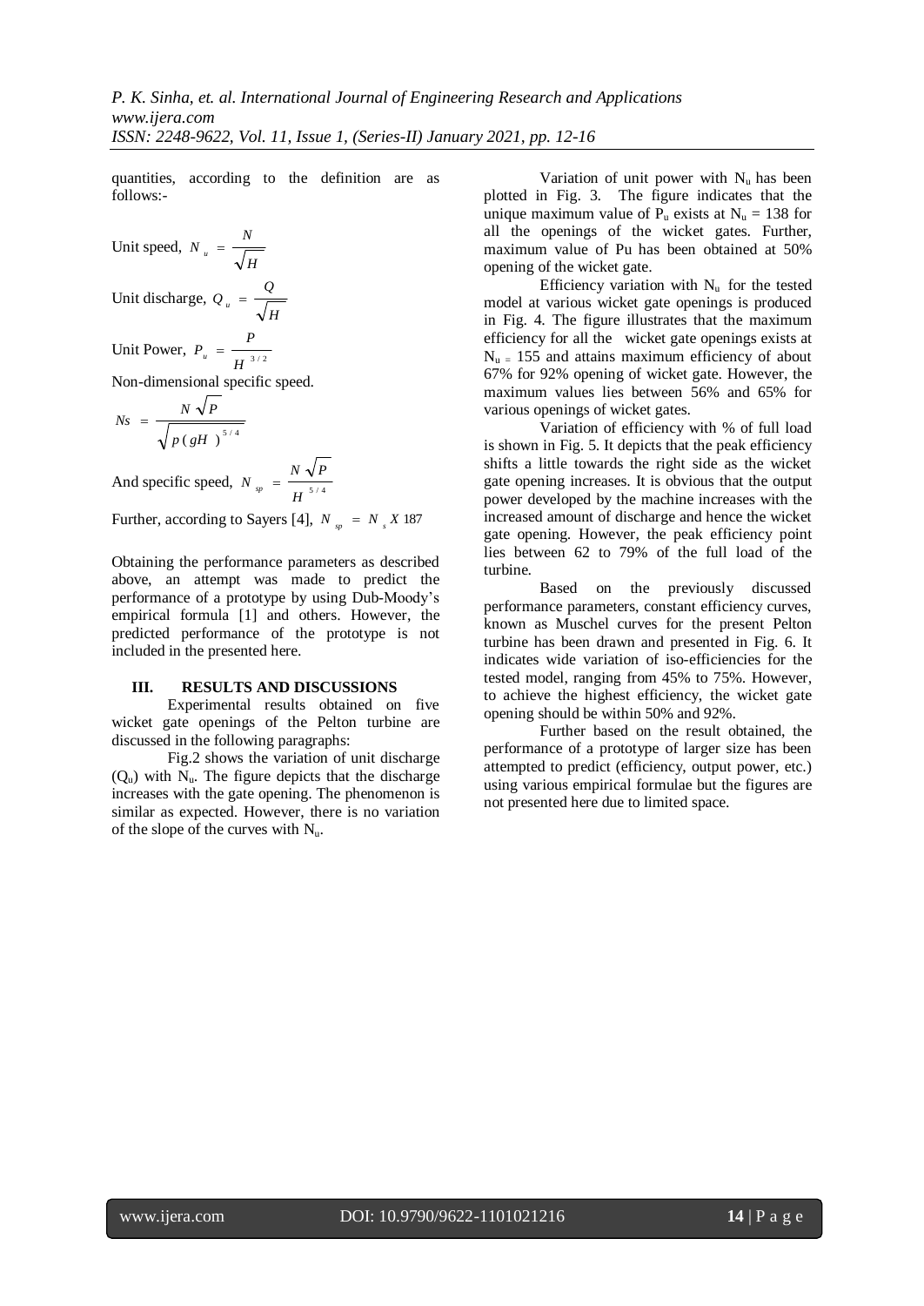quantities, according to the definition are as follows:-

Unit speed, $N_u = \frac{N}{\sqrt{H}}$

Unit discharge, $Q_u = \frac{Q}{\sqrt{H}}$

Unit Power, $P_u = \frac{P}{H^{3/2}}$

Non-dimensional specific speed.

$$Ns = \frac{N\sqrt{P}}{\sqrt{p}\,(gH)^{5/4}}$$

And specific speed, $N_{sp} = \frac{N\sqrt{P}}{H^{5/4}}$

Further, according to Sayers [4], $N_{sp} = N_s X\ 187$

Obtaining the performance parameters as described above, an attempt was made to predict the performance of a prototype by using Dub-Moody's empirical formula [1] and others. However, the predicted performance of the prototype is not included in the presented here.

## III. RESULTS AND DISCUSSIONS

Experimental results obtained on five wicket gate openings of the Pelton turbine are discussed in the following paragraphs:

Fig.2 shows the variation of unit discharge ($Q_u$) with $N_u$. The figure depicts that the discharge increases with the gate opening. The phenomenon is similar as expected. However, there is no variation of the slope of the curves with $N_u$.

Variation of unit power with $N_u$ has been plotted in Fig. 3. The figure indicates that the unique maximum value of $P_u$ exists at $N_u = 138$ for all the openings of the wicket gates. Further, maximum value of Pu has been obtained at 50% opening of the wicket gate.

Efficiency variation with $N_u$ for the tested model at various wicket gate openings is produced in Fig. 4. The figure illustrates that the maximum efficiency for all the wicket gate openings exists at $N_u = 155$ and attains maximum efficiency of about 67% for 92% opening of wicket gate. However, the maximum values lies between 56% and 65% for various openings of wicket gates.

Variation of efficiency with % of full load is shown in Fig. 5. It depicts that the peak efficiency shifts a little towards the right side as the wicket gate opening increases. It is obvious that the output power developed by the machine increases with the increased amount of discharge and hence the wicket gate opening. However, the peak efficiency point lies between 62 to 79% of the full load of the turbine.

Based on the previously discussed performance parameters, constant efficiency curves, known as Muschel curves for the present Pelton turbine has been drawn and presented in Fig. 6. It indicates wide variation of iso-efficiencies for the tested model, ranging from 45% to 75%. However, to achieve the highest efficiency, the wicket gate opening should be within 50% and 92%.

Further based on the result obtained, the performance of a prototype of larger size has been attempted to predict (efficiency, output power, etc.) using various empirical formulae but the figures are not presented here due to limited space.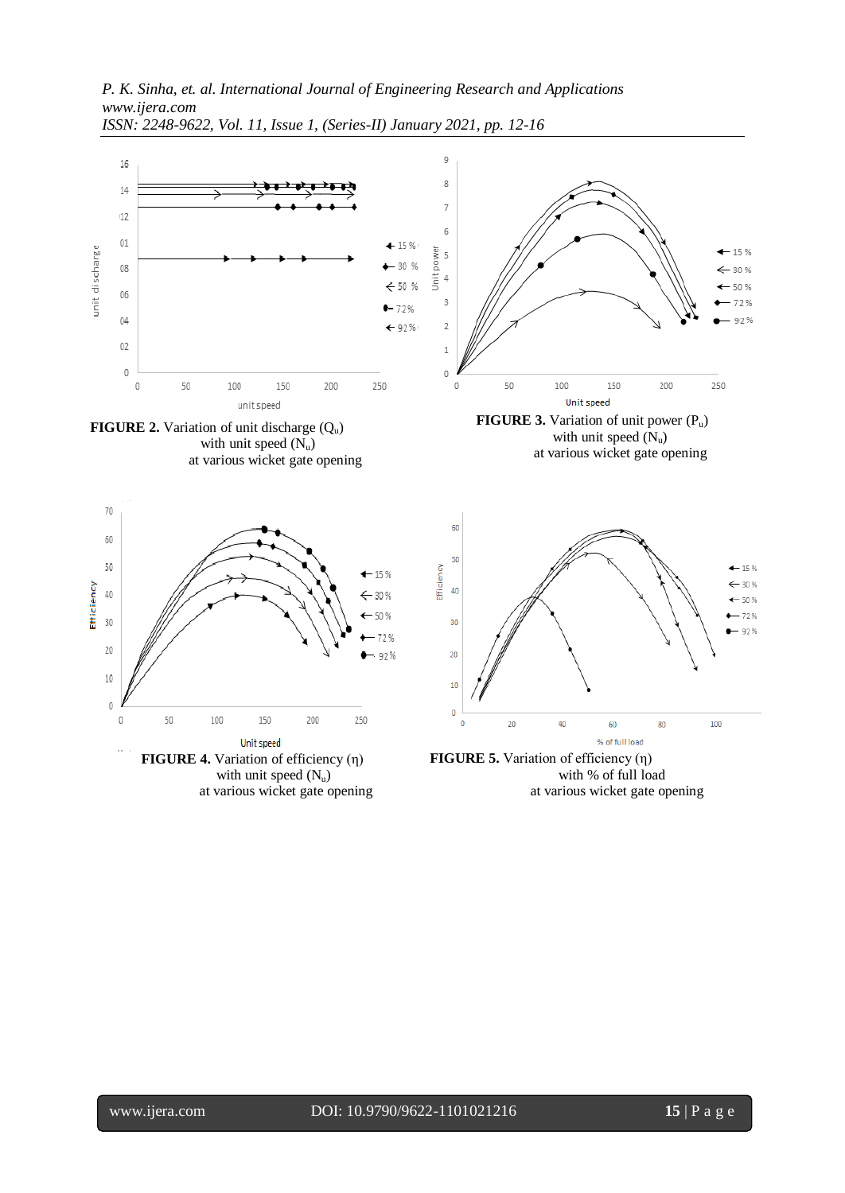**FIGURE 2.** Variation of unit discharge ($Q_u$) with unit speed ($N_u$) at various wicket gate opening

**FIGURE 3.** Variation of unit power ($P_u$) with unit speed ($N_u$) at various wicket gate opening

**FIGURE 4.** Variation of efficiency ($\eta$) with unit speed ($N_u$) at various wicket gate opening

**FIGURE 5.** Variation of efficiency ($\eta$) with % of full load at various wicket gate opening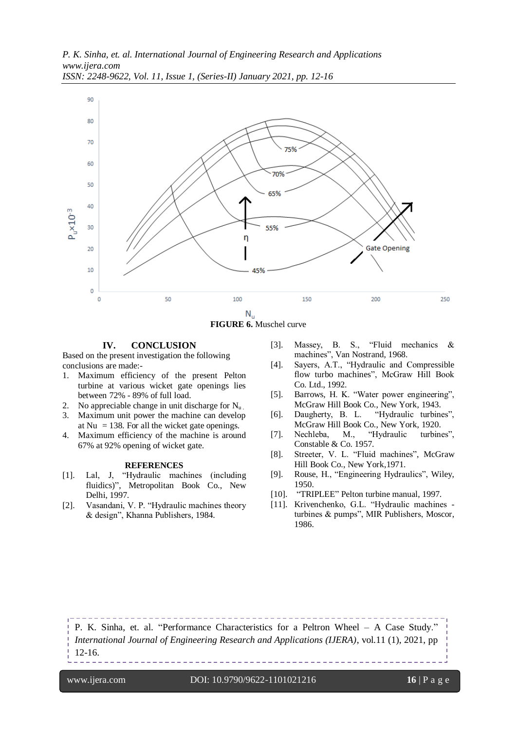90

80

70

60

50

40

30

20

10

0

0 50 100 150 200 250

$P_u \times 10^{-3}$

$N_u$

75%

70%

65%

55%

45%

η

Gate Opening

**FIGURE 6.** Muschel curve

## IV. CONCLUSION

Based on the present investigation the following conclusions are made:-

1. Maximum efficiency of the present Pelton turbine at various wicket gate openings lies between 72% - 89% of full load.
2. No appreciable change in unit discharge for $N_u$.
3. Maximum unit power the machine can develop at Nu = 138. For all the wicket gate openings.
4. Maximum efficiency of the machine is around 67% at 92% opening of wicket gate.

## REFERENCES

[1]. Lal, J, "Hydraulic machines (including fluidics)", Metropolitan Book Co., New Delhi, 1997.

[2]. Vasandani, V. P. "Hydraulic machines theory & design", Khanna Publishers, 1984.

[3]. Massey, B. S., "Fluid mechanics & machines", Van Nostrand, 1968.

[4]. Sayers, A.T., "Hydraulic and Compressible flow turbo machines", McGraw Hill Book Co. Ltd., 1992.

[5]. Barrows, H. K. "Water power engineering", McGraw Hill Book Co., New York, 1943.

[6]. Daugherty, B. L. "Hydraulic turbines", McGraw Hill Book Co., New York, 1920.

[7]. Nechleba, M., "Hydraulic turbines", Constable & Co. 1957.

[8]. Streeter, V. L. "Fluid machines", McGraw Hill Book Co., New York,1971.

[9]. Rouse, H., "Engineering Hydraulics", Wiley, 1950.

[10]. "TRIPLEE" Pelton turbine manual, 1997.

[11]. Krivenchenko, G.L. "Hydraulic machines - turbines & pumps", MIR Publishers, Moscor, 1986.

P. K. Sinha, et. al. "Performance Characteristics for a Peltron Wheel – A Case Study." *International Journal of Engineering Research and Applications (IJERA)*, vol.11 (1), 2021, pp 12-16.